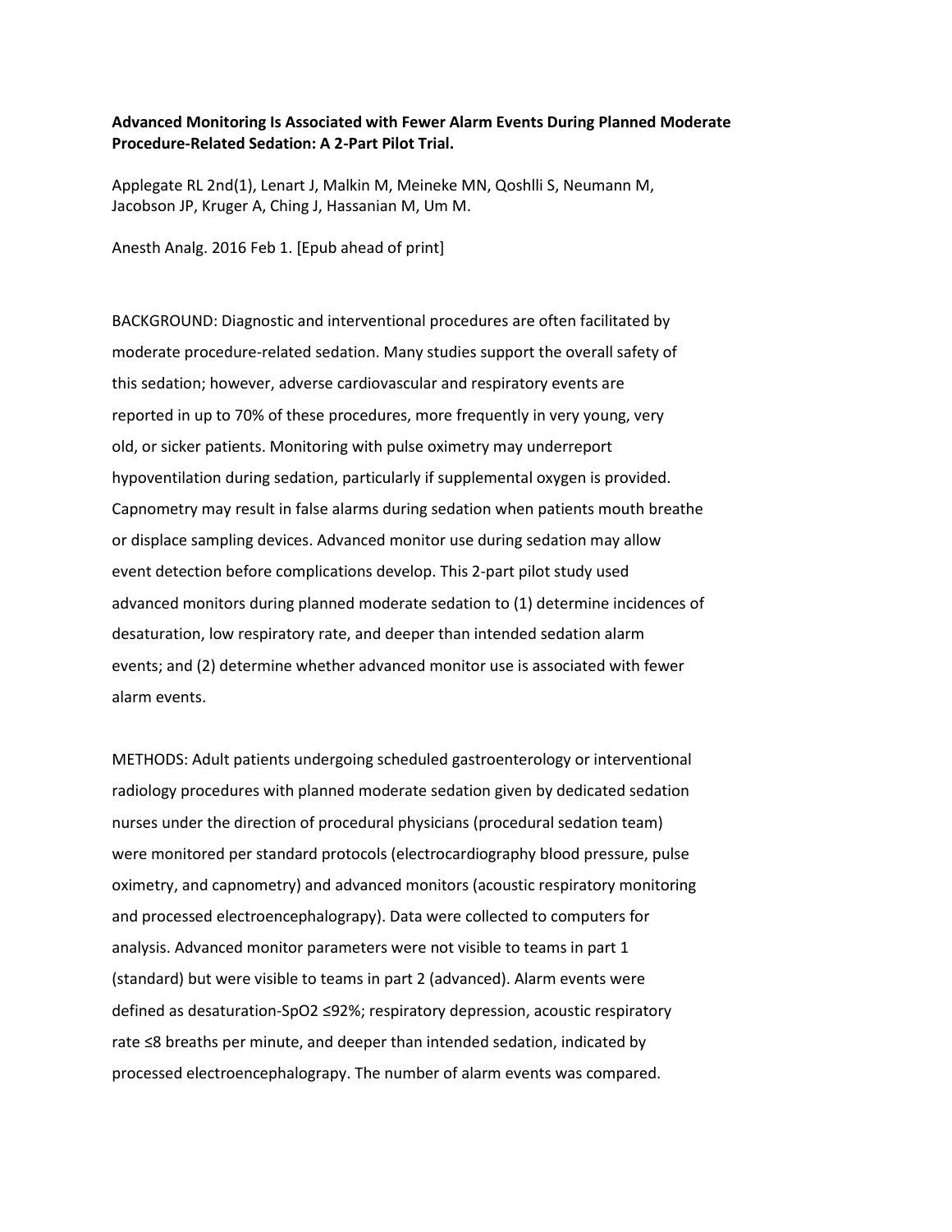**Advanced Monitoring Is Associated with Fewer Alarm Events During Planned Moderate Procedure-Related Sedation: A 2-Part Pilot Trial.**

Applegate RL 2nd(1), Lenart J, Malkin M, Meineke MN, Qoshlli S, Neumann M, Jacobson JP, Kruger A, Ching J, Hassanian M, Um M.

Anesth Analg. 2016 Feb 1. [Epub ahead of print]

BACKGROUND: Diagnostic and interventional procedures are often facilitated by moderate procedure-related sedation. Many studies support the overall safety of this sedation; however, adverse cardiovascular and respiratory events are reported in up to 70% of these procedures, more frequently in very young, very old, or sicker patients. Monitoring with pulse oximetry may underreport hypoventilation during sedation, particularly if supplemental oxygen is provided. Capnometry may result in false alarms during sedation when patients mouth breathe or displace sampling devices. Advanced monitor use during sedation may allow event detection before complications develop. This 2-part pilot study used advanced monitors during planned moderate sedation to (1) determine incidences of desaturation, low respiratory rate, and deeper than intended sedation alarm events; and (2) determine whether advanced monitor use is associated with fewer alarm events.

METHODS: Adult patients undergoing scheduled gastroenterology or interventional radiology procedures with planned moderate sedation given by dedicated sedation nurses under the direction of procedural physicians (procedural sedation team) were monitored per standard protocols (electrocardiography blood pressure, pulse oximetry, and capnometry) and advanced monitors (acoustic respiratory monitoring and processed electroencephalograpy). Data were collected to computers for analysis. Advanced monitor parameters were not visible to teams in part 1 (standard) but were visible to teams in part 2 (advanced). Alarm events were defined as desaturation-$SpO_2$ ≤92%; respiratory depression, acoustic respiratory rate ≤8 breaths per minute, and deeper than intended sedation, indicated by processed electroencephalograpy. The number of alarm events was compared.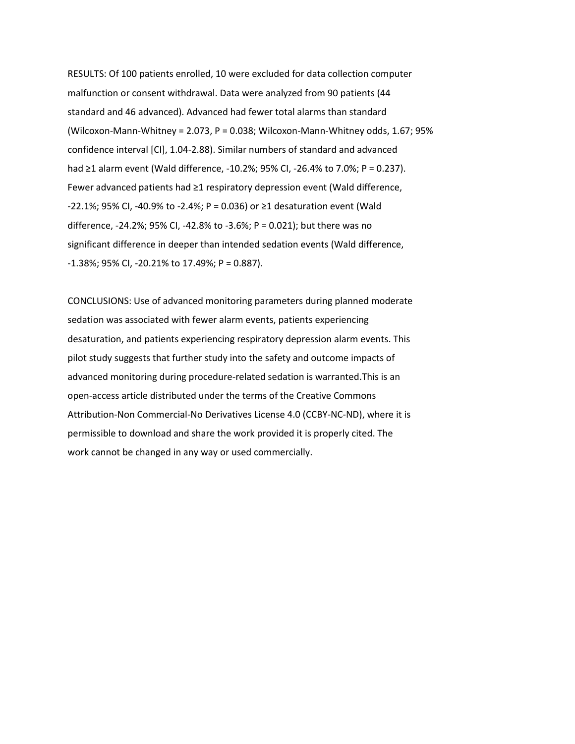RESULTS: Of 100 patients enrolled, 10 were excluded for data collection computer malfunction or consent withdrawal. Data were analyzed from 90 patients (44 standard and 46 advanced). Advanced had fewer total alarms than standard (Wilcoxon-Mann-Whitney = 2.073, $P = 0.038$; Wilcoxon-Mann-Whitney odds, 1.67; 95% confidence interval [CI], 1.04-2.88). Similar numbers of standard and advanced had ≥1 alarm event (Wald difference, -10.2%; 95% CI, -26.4% to 7.0%; $P = 0.237$). Fewer advanced patients had ≥1 respiratory depression event (Wald difference, -22.1%; 95% CI, -40.9% to -2.4%; $P = 0.036$) or ≥1 desaturation event (Wald difference, -24.2%; 95% CI, -42.8% to -3.6%; $P = 0.021$); but there was no significant difference in deeper than intended sedation events (Wald difference, -1.38%; 95% CI, -20.21% to 17.49%; $P = 0.887$).

CONCLUSIONS: Use of advanced monitoring parameters during planned moderate sedation was associated with fewer alarm events, patients experiencing desaturation, and patients experiencing respiratory depression alarm events. This pilot study suggests that further study into the safety and outcome impacts of advanced monitoring during procedure-related sedation is warranted.This is an open-access article distributed under the terms of the Creative Commons Attribution-Non Commercial-No Derivatives License 4.0 (CCBY-NC-ND), where it is permissible to download and share the work provided it is properly cited. The work cannot be changed in any way or used commercially.